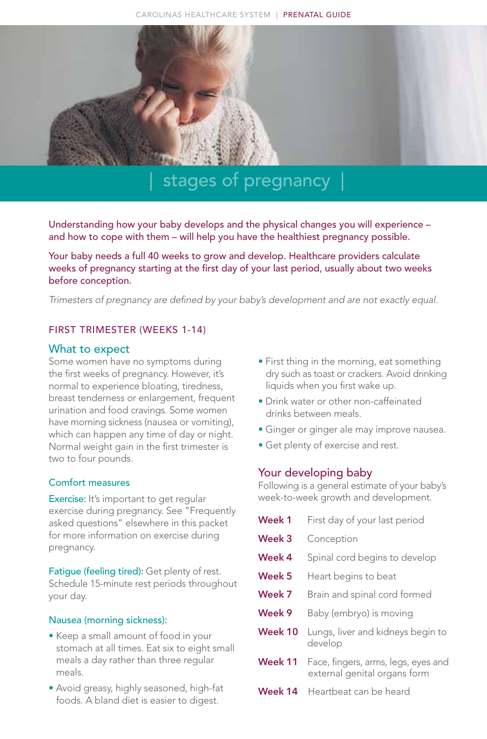# stages of pregnancy

Understanding how your baby develops and the physical changes you will experience – and how to cope with them – will help you have the healthiest pregnancy possible.

Your baby needs a full 40 weeks to grow and develop. Healthcare providers calculate weeks of pregnancy starting at the first day of your last period, usually about two weeks before conception.

*Trimesters of pregnancy are defined by your baby's development and are not exactly equal.*

## FIRST TRIMESTER (WEEKS 1-14)

### What to expect

Some women have no symptoms during the first weeks of pregnancy. However, it's normal to experience bloating, tiredness, breast tenderness or enlargement, frequent urination and food cravings. Some women have morning sickness (nausea or vomiting), which can happen any time of day or night. Normal weight gain in the first trimester is two to four pounds.

#### Comfort measures

**Exercise:** It's important to get regular exercise during pregnancy. See "Frequently asked questions" elsewhere in this packet for more information on exercise during pregnancy.

**Fatigue (feeling tired):** Get plenty of rest. Schedule 15-minute rest periods throughout your day.

#### Nausea (morning sickness):

- Keep a small amount of food in your stomach at all times. Eat six to eight small meals a day rather than three regular meals.
- Avoid greasy, highly seasoned, high-fat foods. A bland diet is easier to digest.
- First thing in the morning, eat something dry such as toast or crackers. Avoid drinking liquids when you first wake up.
- Drink water or other non-caffeinated drinks between meals.
- Ginger or ginger ale may improve nausea.
- Get plenty of exercise and rest.

### Your developing baby

Following is a general estimate of your baby's week-to-week growth and development.

| | |
|---|---|
| **Week 1** | First day of your last period |
| **Week 3** | Conception |
| **Week 4** | Spinal cord begins to develop |
| **Week 5** | Heart begins to beat |
| **Week 7** | Brain and spinal cord formed |
| **Week 9** | Baby (embryo) is moving |
| **Week 10** | Lungs, liver and kidneys begin to develop |
| **Week 11** | Face, fingers, arms, legs, eyes and external genital organs form |
| **Week 14** | Heartbeat can be heard |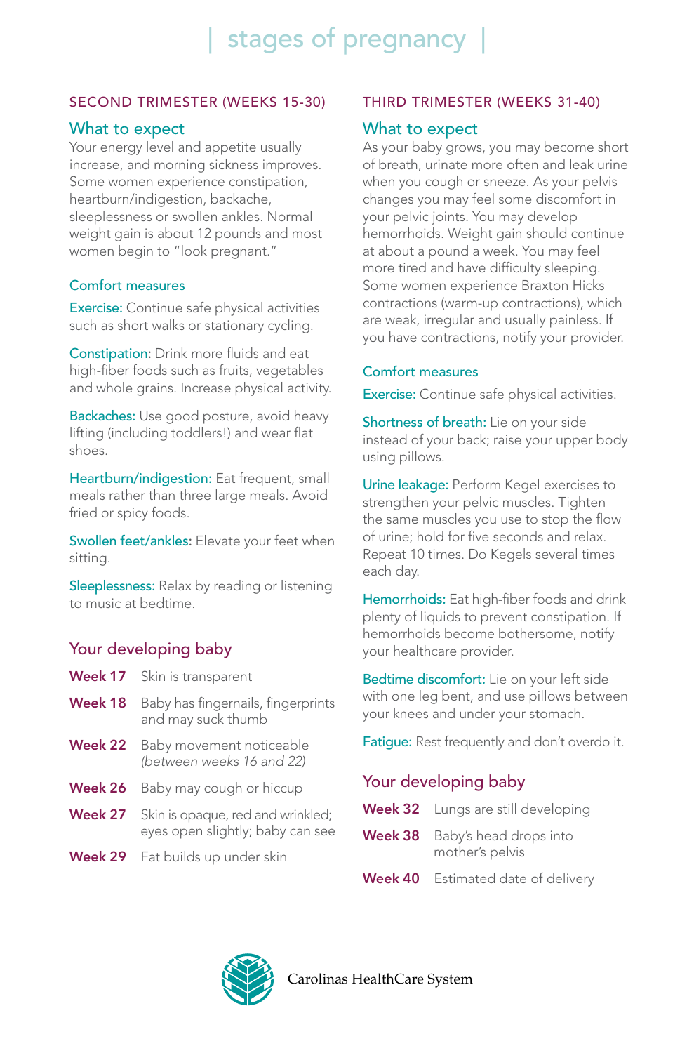# stages of pregnancy

## SECOND TRIMESTER (WEEKS 15-30)

### What to expect

Your energy level and appetite usually increase, and morning sickness improves. Some women experience constipation, heartburn/indigestion, backache, sleeplessness or swollen ankles. Normal weight gain is about 12 pounds and most women begin to "look pregnant."

### Comfort measures

**Exercise:** Continue safe physical activities such as short walks or stationary cycling.

**Constipation:** Drink more fluids and eat high-fiber foods such as fruits, vegetables and whole grains. Increase physical activity.

**Backaches:** Use good posture, avoid heavy lifting (including toddlers!) and wear flat shoes.

**Heartburn/indigestion:** Eat frequent, small meals rather than three large meals. Avoid fried or spicy foods.

**Swollen feet/ankles:** Elevate your feet when sitting.

**Sleeplessness:** Relax by reading or listening to music at bedtime.

### Your developing baby

| | |
|---|---|
| **Week 17** | Skin is transparent |
| **Week 18** | Baby has fingernails, fingerprints and may suck thumb |
| **Week 22** | Baby movement noticeable *(between weeks 16 and 22)* |
| **Week 26** | Baby may cough or hiccup |
| **Week 27** | Skin is opaque, red and wrinkled; eyes open slightly; baby can see |
| **Week 29** | Fat builds up under skin |

## THIRD TRIMESTER (WEEKS 31-40)

### What to expect

As your baby grows, you may become short of breath, urinate more often and leak urine when you cough or sneeze. As your pelvis changes you may feel some discomfort in your pelvic joints. You may develop hemorrhoids. Weight gain should continue at about a pound a week. You may feel more tired and have difficulty sleeping. Some women experience Braxton Hicks contractions (warm-up contractions), which are weak, irregular and usually painless. If you have contractions, notify your provider.

### Comfort measures

**Exercise:** Continue safe physical activities.

**Shortness of breath:** Lie on your side instead of your back; raise your upper body using pillows.

**Urine leakage:** Perform Kegel exercises to strengthen your pelvic muscles. Tighten the same muscles you use to stop the flow of urine; hold for five seconds and relax. Repeat 10 times. Do Kegels several times each day.

**Hemorrhoids:** Eat high-fiber foods and drink plenty of liquids to prevent constipation. If hemorrhoids become bothersome, notify your healthcare provider.

**Bedtime discomfort:** Lie on your left side with one leg bent, and use pillows between your knees and under your stomach.

**Fatigue:** Rest frequently and don't overdo it.

### Your developing baby

| | |
|---|---|
| **Week 32** | Lungs are still developing |
| **Week 38** | Baby's head drops into mother's pelvis |
| **Week 40** | Estimated date of delivery |

Carolinas HealthCare System